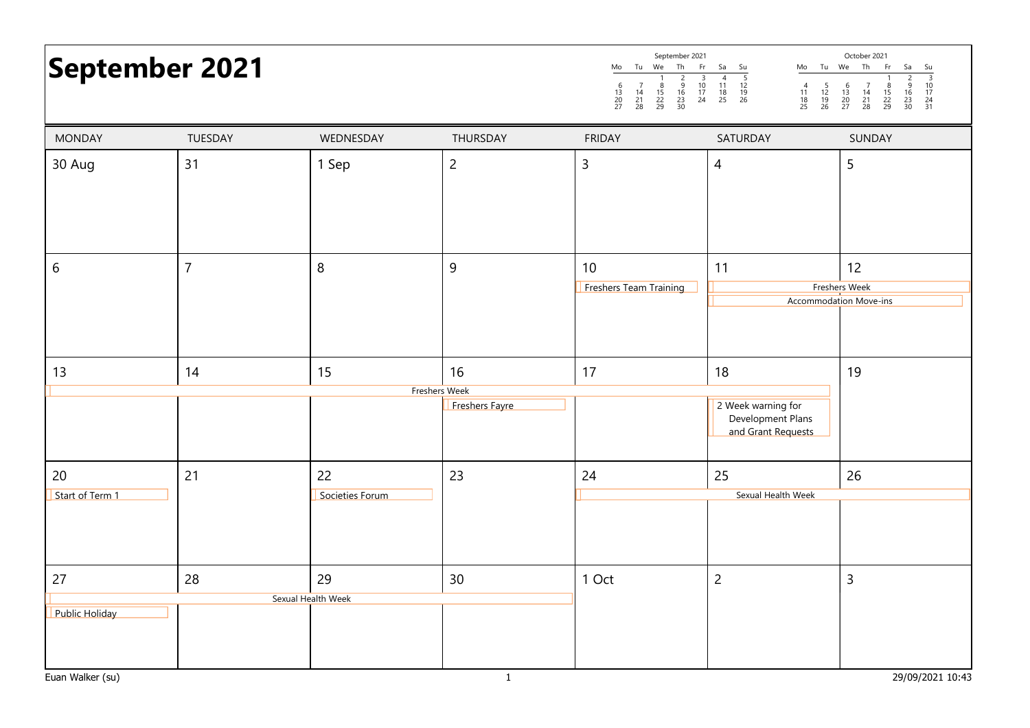# September 2021

| MONDAY | TUESDAY | WEDNESDAY | THURSDAY | FRIDAY | SATURDAY | SUNDAY |
| --- | --- | --- | --- | --- | --- | --- |
| 30 Aug | 31 | 1 Sep | 2 | 3 | 4 | 5 |
| 6 | 7 | 8 | 9 | 10<br>Freshers Team Training | 11<br>Freshers Week<br>Accommodation Move-ins | 12<br>Freshers Week<br>Accommodation Move-ins |
| 13<br>Freshers Week | 14<br>Freshers Week | 15<br>Freshers Week | 16<br>Freshers Week<br>Freshers Fayre | 17<br>Freshers Week | 18<br>Freshers Week<br>2 Week warning for Development Plans and Grant Requests | 19 |
| 20<br>Start of Term 1 | 21 | 22<br>Societies Forum | 23 | 24<br>Sexual Health Week | 25<br>Sexual Health Week | 26<br>Sexual Health Week |
| 27<br>Sexual Health Week<br>Public Holiday | 28<br>Sexual Health Week | 29<br>Sexual Health Week | 30<br>Sexual Health Week | 1 Oct | 2 | 3 |

Euan Walker (su) — 29/09/2021 10:43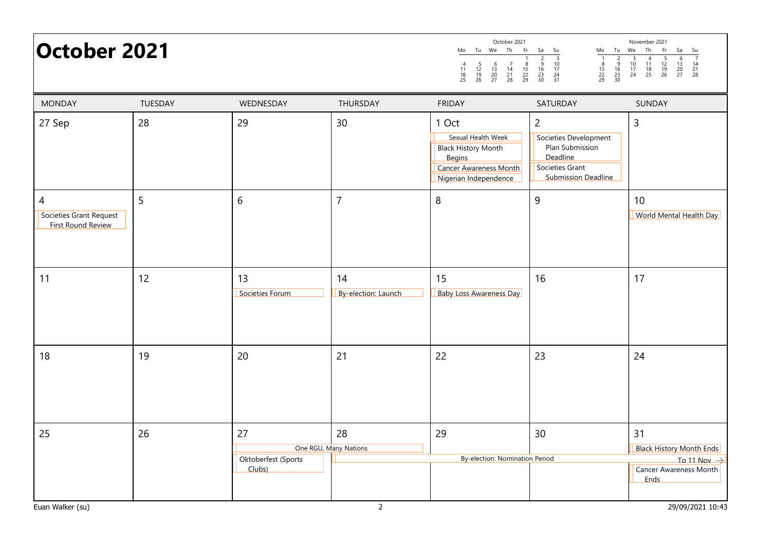# October 2021

**October 2021**

| Mo | Tu | We | Th | Fr | Sa | Su |
|---|---|---|---|---|---|---|
| | | | | 1 | 2 | 3 |
| 4 | 5 | 6 | 7 | 8 | 9 | 10 |
| 11 | 12 | 13 | 14 | 15 | 16 | 17 |
| 18 | 19 | 20 | 21 | 22 | 23 | 24 |
| 25 | 26 | 27 | 28 | 29 | 30 | 31 |

**November 2021**

| Mo | Tu | We | Th | Fr | Sa | Su |
|---|---|---|---|---|---|---|
| 1 | 2 | 3 | 4 | 5 | 6 | 7 |
| 8 | 9 | 10 | 11 | 12 | 13 | 14 |
| 15 | 16 | 17 | 18 | 19 | 20 | 21 |
| 22 | 23 | 24 | 25 | 26 | 27 | 28 |
| 29 | 30 | | | | | |

| MONDAY | TUESDAY | WEDNESDAY | THURSDAY | FRIDAY | SATURDAY | SUNDAY |
|---|---|---|---|---|---|---|
| 27 Sep | 28 | 29 | 30 | 1 Oct<br>Sexual Health Week<br>Black History Month Begins<br>Cancer Awareness Month<br>Nigerian Independence | 2<br>Societies Development Plan Submission Deadline<br>Societies Grant Submission Deadline | 3 |
| 4<br>Societies Grant Request First Round Review | 5 | 6 | 7 | 8 | 9 | 10<br>World Mental Health Day |
| 11 | 12 | 13<br>Societies Forum | 14<br>By-election: Launch | 15<br>Baby Loss Awareness Day | 16 | 17 |
| 18 | 19 | 20 | 21 | 22 | 23 | 24 |
| 25 | 26 | 27<br>One RGU, Many Nations (27–28)<br>Oktoberfest (Sports Clubs) | 28<br>By-election: Nomination Period (28 Oct – To 11 Nov →) | 29 | 30 | 31<br>Black History Month Ends<br>Cancer Awareness Month Ends |

Euan Walker (su) 29/09/2021 10:43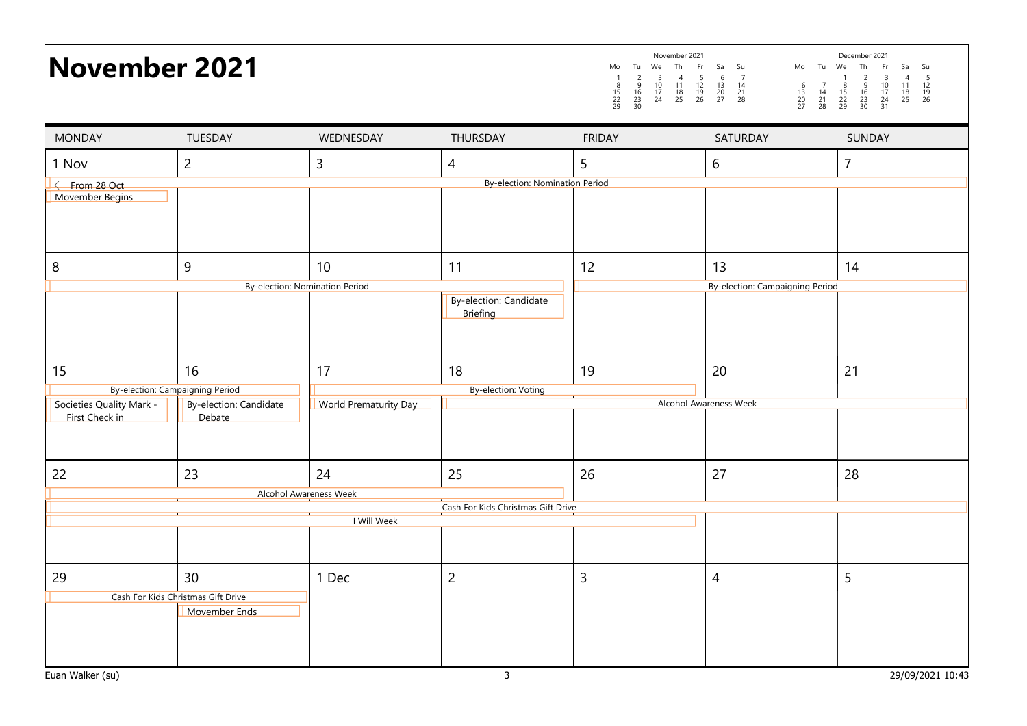# November 2021

| MONDAY | TUESDAY | WEDNESDAY | THURSDAY | FRIDAY | SATURDAY | SUNDAY |
|---|---|---|---|---|---|---|
| 1 Nov<br>← From 28 Oct — By-election: Nomination Period (1–7)<br>Movember Begins | 2 | 3 | 4 | 5 | 6 | 7 |
| 8<br>By-election: Nomination Period (8–11) | 9 | 10 | 11<br>By-election: Candidate Briefing | 12<br>By-election: Campaigning Period (12–16) | 13 | 14 |
| 15<br>Societies Quality Mark - First Check in | 16<br>By-election: Candidate Debate | 17<br>By-election: Voting (17–19)<br>World Prematurity Day | 18<br>Alcohol Awareness Week (18–25) | 19 | 20 | 21 |
| 22<br>Cash For Kids Christmas Gift Drive (22–30)<br>I Will Week (22–26) | 23 | 24 | 25 | 26 | 27 | 28 |
| 29 | 30<br>Movember Ends | 1 Dec | 2 | 3 | 4 | 5 |

Euan Walker (su)

29/09/2021 10:43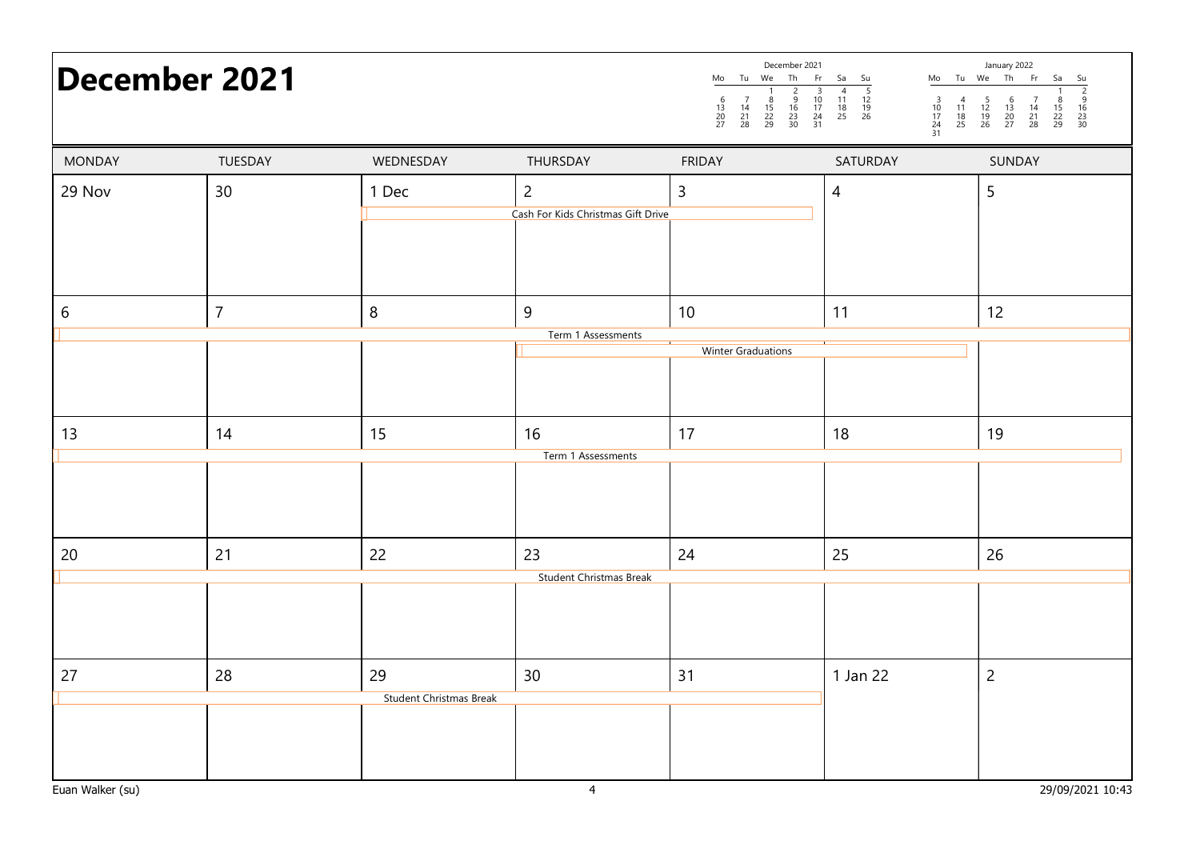# December 2021

| December 2021 | | | | | | |
|---|---|---|---|---|---|---|
| Mo | Tu | We | Th | Fr | Sa | Su |
| | | 1 | 2 | 3 | 4 | 5 |
| 6 | 7 | 8 | 9 | 10 | 11 | 12 |
| 13 | 14 | 15 | 16 | 17 | 18 | 19 |
| 20 | 21 | 22 | 23 | 24 | 25 | 26 |
| 27 | 28 | 29 | 30 | 31 | | |

| January 2022 | | | | | | |
|---|---|---|---|---|---|---|
| Mo | Tu | We | Th | Fr | Sa | Su |
| | | | | | 1 | 2 |
| 3 | 4 | 5 | 6 | 7 | 8 | 9 |
| 10 | 11 | 12 | 13 | 14 | 15 | 16 |
| 17 | 18 | 19 | 20 | 21 | 22 | 23 |
| 24 | 25 | 26 | 27 | 28 | 29 | 30 |
| 31 | | | | | | |

| MONDAY | TUESDAY | WEDNESDAY | THURSDAY | FRIDAY | SATURDAY | SUNDAY |
|---|---|---|---|---|---|---|
| 29 Nov | 30 | 1 Dec | 2 | 3 | 4 | 5 |
| | | Cash For Kids Christmas Gift Drive | Cash For Kids Christmas Gift Drive | Cash For Kids Christmas Gift Drive | | |
| 6 | 7 | 8 | 9 | 10 | 11 | 12 |
| Term 1 Assessments | Term 1 Assessments | Term 1 Assessments | Term 1 Assessments | Term 1 Assessments | Term 1 Assessments | Term 1 Assessments |
| | | | Winter Graduations | Winter Graduations | Winter Graduations | |
| 13 | 14 | 15 | 16 | 17 | 18 | 19 |
| Term 1 Assessments | Term 1 Assessments | Term 1 Assessments | Term 1 Assessments | Term 1 Assessments | Term 1 Assessments | Term 1 Assessments |
| 20 | 21 | 22 | 23 | 24 | 25 | 26 |
| Student Christmas Break | Student Christmas Break | Student Christmas Break | Student Christmas Break | Student Christmas Break | Student Christmas Break | Student Christmas Break |
| 27 | 28 | 29 | 30 | 31 | 1 Jan 22 | 2 |
| Student Christmas Break | Student Christmas Break | Student Christmas Break | Student Christmas Break | Student Christmas Break | | |

Euan Walker (su)

29/09/2021 10:43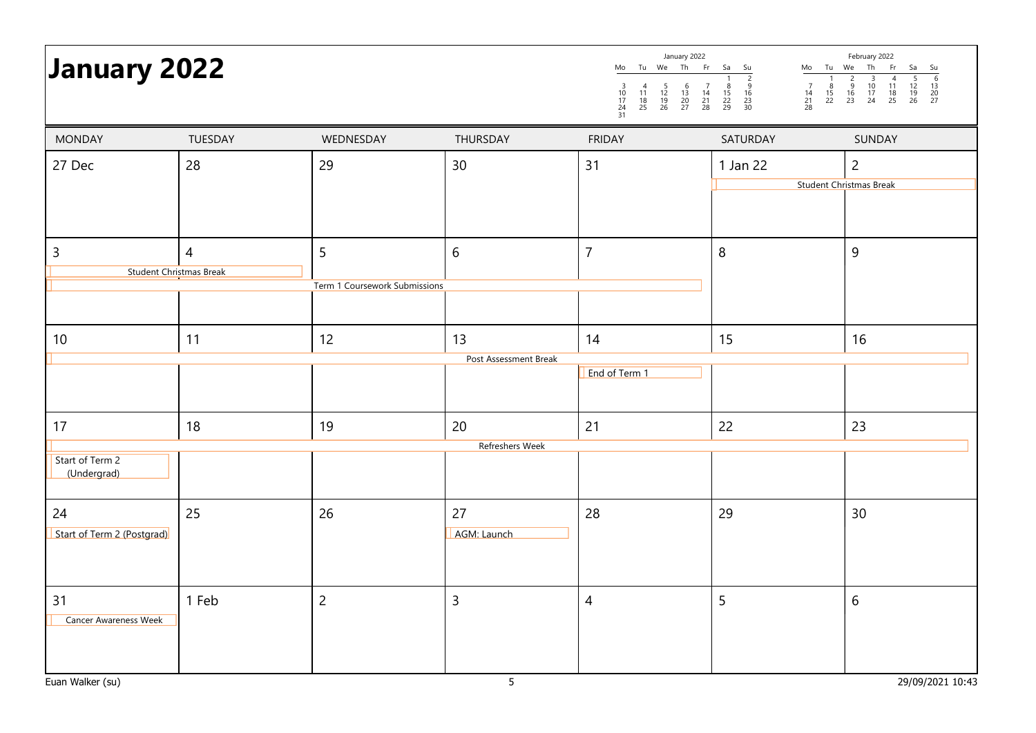# January 2022

| | | | January 2022 | | | |
|---|---|---|---|---|---|---|
| Mo | Tu | We | Th | Fr | Sa | Su |
| | | | | | 1 | 2 |
| 3 | 4 | 5 | 6 | 7 | 8 | 9 |
| 10 | 11 | 12 | 13 | 14 | 15 | 16 |
| 17 | 18 | 19 | 20 | 21 | 22 | 23 |
| 24 | 25 | 26 | 27 | 28 | 29 | 30 |
| 31 | | | | | | |

| | | | February 2022 | | | |
|---|---|---|---|---|---|---|
| Mo | Tu | We | Th | Fr | Sa | Su |
| | 1 | 2 | 3 | 4 | 5 | 6 |
| 7 | 8 | 9 | 10 | 11 | 12 | 13 |
| 14 | 15 | 16 | 17 | 18 | 19 | 20 |
| 21 | 22 | 23 | 24 | 25 | 26 | 27 |
| 28 | | | | | | |

| MONDAY | TUESDAY | WEDNESDAY | THURSDAY | FRIDAY | SATURDAY | SUNDAY |
|---|---|---|---|---|---|---|
| 27 Dec | 28 | 29 | 30 | 31 | 1 Jan 22<br>Student Christmas Break | 2<br>Student Christmas Break |
| 3<br>Student Christmas Break<br>Term 1 Coursework Submissions | 4<br>Student Christmas Break<br>Term 1 Coursework Submissions | 5<br>Term 1 Coursework Submissions | 6<br>Term 1 Coursework Submissions | 7<br>Term 1 Coursework Submissions | 8 | 9 |
| 10<br>Post Assessment Break | 11<br>Post Assessment Break | 12<br>Post Assessment Break | 13<br>Post Assessment Break | 14<br>Post Assessment Break<br>End of Term 1 | 15<br>Post Assessment Break | 16<br>Post Assessment Break |
| 17<br>Refreshers Week<br>Start of Term 2 (Undergrad) | 18<br>Refreshers Week | 19<br>Refreshers Week | 20<br>Refreshers Week | 21<br>Refreshers Week | 22<br>Refreshers Week | 23<br>Refreshers Week |
| 24<br>Start of Term 2 (Postgrad) | 25 | 26 | 27<br>AGM: Launch | 28 | 29 | 30 |
| 31<br>Cancer Awareness Week | 1 Feb | 2 | 3 | 4 | 5 | 6 |

Euan Walker (su) 29/09/2021 10:43